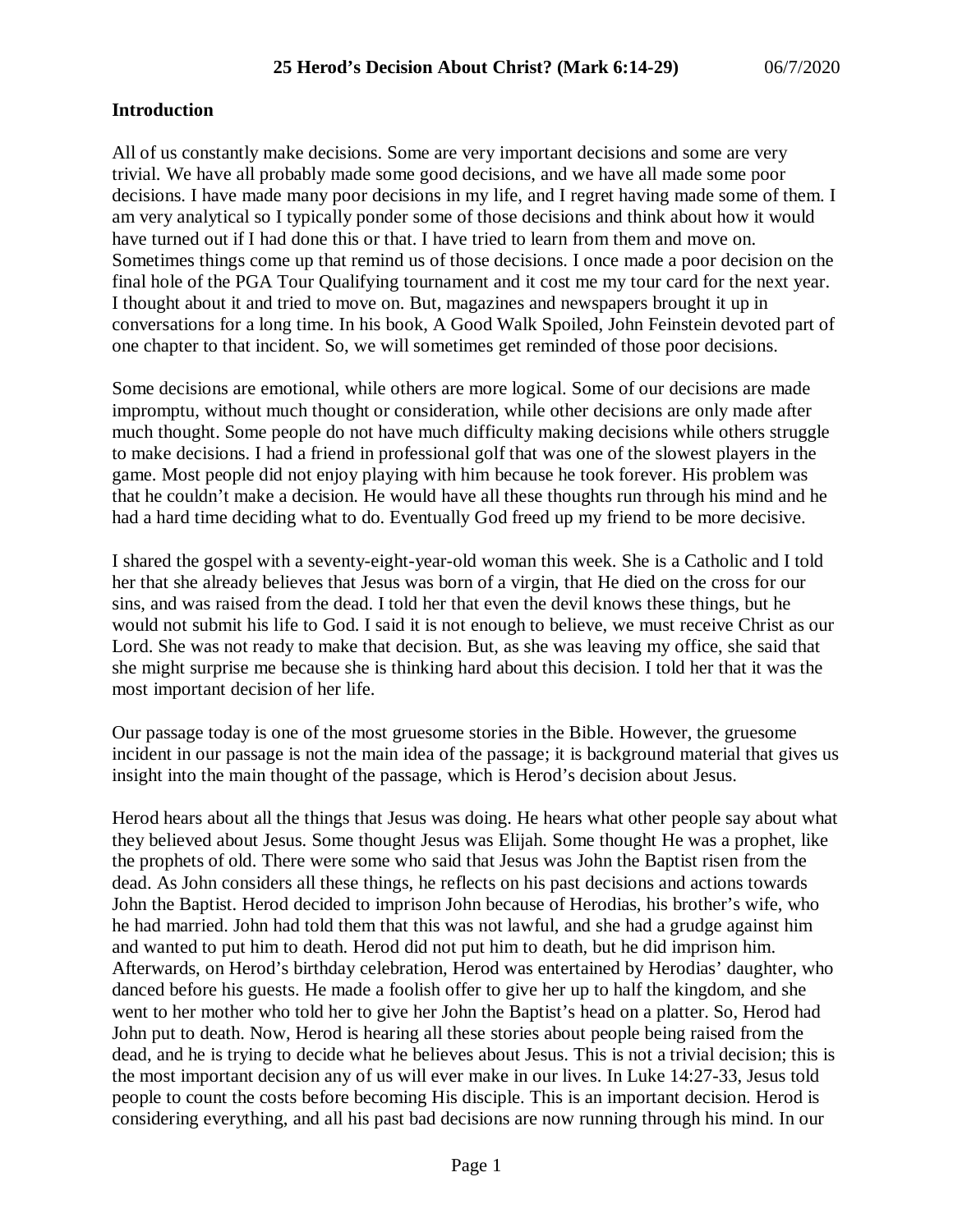# 25 Herod's Decision About Christ? (Mark 6:14-29) 06/7/2020

## Introduction

All of us constantly make decisions. Some are very important decisions and some are very trivial. We have all probably made some good decisions, and we have all made some poor decisions. I have made many poor decisions in my life, and I regret having made some of them. I am very analytical so I typically ponder some of those decisions and think about how it would have turned out if I had done this or that. I have tried to learn from them and move on. Sometimes things come up that remind us of those decisions. I once made a poor decision on the final hole of the PGA Tour Qualifying tournament and it cost me my tour card for the next year. I thought about it and tried to move on. But, magazines and newspapers brought it up in conversations for a long time. In his book, A Good Walk Spoiled, John Feinstein devoted part of one chapter to that incident. So, we will sometimes get reminded of those poor decisions.

Some decisions are emotional, while others are more logical. Some of our decisions are made impromptu, without much thought or consideration, while other decisions are only made after much thought. Some people do not have much difficulty making decisions while others struggle to make decisions. I had a friend in professional golf that was one of the slowest players in the game. Most people did not enjoy playing with him because he took forever. His problem was that he couldn't make a decision. He would have all these thoughts run through his mind and he had a hard time deciding what to do. Eventually God freed up my friend to be more decisive.

I shared the gospel with a seventy-eight-year-old woman this week. She is a Catholic and I told her that she already believes that Jesus was born of a virgin, that He died on the cross for our sins, and was raised from the dead. I told her that even the devil knows these things, but he would not submit his life to God. I said it is not enough to believe, we must receive Christ as our Lord. She was not ready to make that decision. But, as she was leaving my office, she said that she might surprise me because she is thinking hard about this decision. I told her that it was the most important decision of her life.

Our passage today is one of the most gruesome stories in the Bible. However, the gruesome incident in our passage is not the main idea of the passage; it is background material that gives us insight into the main thought of the passage, which is Herod's decision about Jesus.

Herod hears about all the things that Jesus was doing. He hears what other people say about what they believed about Jesus. Some thought Jesus was Elijah. Some thought He was a prophet, like the prophets of old. There were some who said that Jesus was John the Baptist risen from the dead. As John considers all these things, he reflects on his past decisions and actions towards John the Baptist. Herod decided to imprison John because of Herodias, his brother's wife, who he had married. John had told them that this was not lawful, and she had a grudge against him and wanted to put him to death. Herod did not put him to death, but he did imprison him. Afterwards, on Herod's birthday celebration, Herod was entertained by Herodias' daughter, who danced before his guests. He made a foolish offer to give her up to half the kingdom, and she went to her mother who told her to give her John the Baptist's head on a platter. So, Herod had John put to death. Now, Herod is hearing all these stories about people being raised from the dead, and he is trying to decide what he believes about Jesus. This is not a trivial decision; this is the most important decision any of us will ever make in our lives. In Luke 14:27-33, Jesus told people to count the costs before becoming His disciple. This is an important decision. Herod is considering everything, and all his past bad decisions are now running through his mind. In our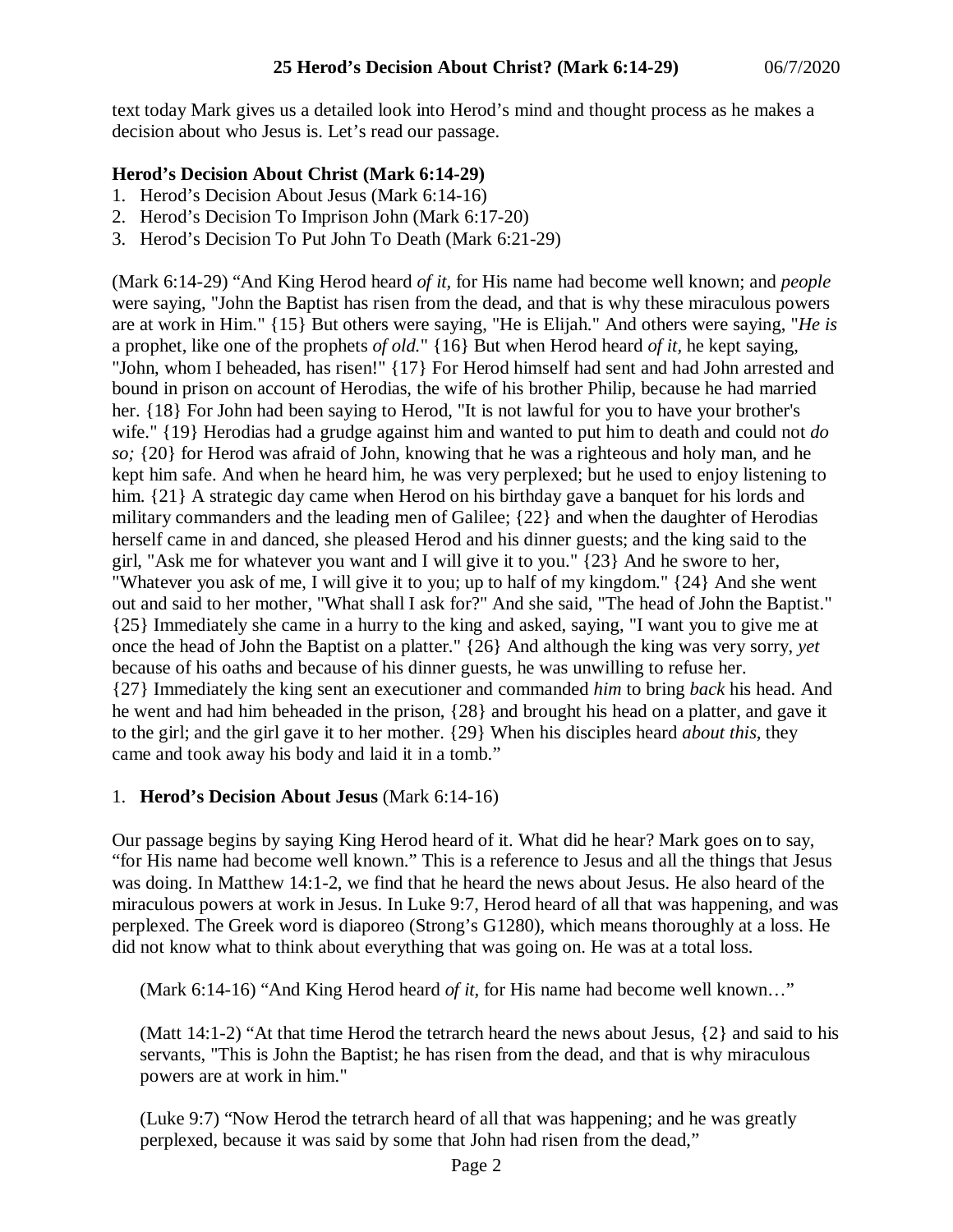text today Mark gives us a detailed look into Herod's mind and thought process as he makes a decision about who Jesus is. Let's read our passage.

**Herod's Decision About Christ (Mark 6:14-29)**

1. Herod's Decision About Jesus (Mark 6:14-16)
2. Herod's Decision To Imprison John (Mark 6:17-20)
3. Herod's Decision To Put John To Death (Mark 6:21-29)

(Mark 6:14-29) "And King Herod heard *of it,* for His name had become well known; and *people* were saying, "John the Baptist has risen from the dead, and that is why these miraculous powers are at work in Him." {15} But others were saying, "He is Elijah." And others were saying, "*He is* a prophet, like one of the prophets *of old.*" {16} But when Herod heard *of it*, he kept saying, "John, whom I beheaded, has risen!" {17} For Herod himself had sent and had John arrested and bound in prison on account of Herodias, the wife of his brother Philip, because he had married her. {18} For John had been saying to Herod, "It is not lawful for you to have your brother's wife." {19} Herodias had a grudge against him and wanted to put him to death and could not *do so;* {20} for Herod was afraid of John, knowing that he was a righteous and holy man, and he kept him safe. And when he heard him, he was very perplexed; but he used to enjoy listening to him. {21} A strategic day came when Herod on his birthday gave a banquet for his lords and military commanders and the leading men of Galilee; {22} and when the daughter of Herodias herself came in and danced, she pleased Herod and his dinner guests; and the king said to the girl, "Ask me for whatever you want and I will give it to you." {23} And he swore to her, "Whatever you ask of me, I will give it to you; up to half of my kingdom." {24} And she went out and said to her mother, "What shall I ask for?" And she said, "The head of John the Baptist." {25} Immediately she came in a hurry to the king and asked, saying, "I want you to give me at once the head of John the Baptist on a platter." {26} And although the king was very sorry, *yet* because of his oaths and because of his dinner guests, he was unwilling to refuse her. {27} Immediately the king sent an executioner and commanded *him* to bring *back* his head. And he went and had him beheaded in the prison, {28} and brought his head on a platter, and gave it to the girl; and the girl gave it to her mother. {29} When his disciples heard *about this,* they came and took away his body and laid it in a tomb."

1. **Herod's Decision About Jesus** (Mark 6:14-16)

Our passage begins by saying King Herod heard of it. What did he hear? Mark goes on to say, "for His name had become well known." This is a reference to Jesus and all the things that Jesus was doing. In Matthew 14:1-2, we find that he heard the news about Jesus. He also heard of the miraculous powers at work in Jesus. In Luke 9:7, Herod heard of all that was happening, and was perplexed. The Greek word is diaporeo (Strong's G1280), which means thoroughly at a loss. He did not know what to think about everything that was going on. He was at a total loss.

> (Mark 6:14-16) "And King Herod heard *of it,* for His name had become well known…"
>
> (Matt 14:1-2) "At that time Herod the tetrarch heard the news about Jesus, {2} and said to his servants, "This is John the Baptist; he has risen from the dead, and that is why miraculous powers are at work in him."
>
> (Luke 9:7) "Now Herod the tetrarch heard of all that was happening; and he was greatly perplexed, because it was said by some that John had risen from the dead,"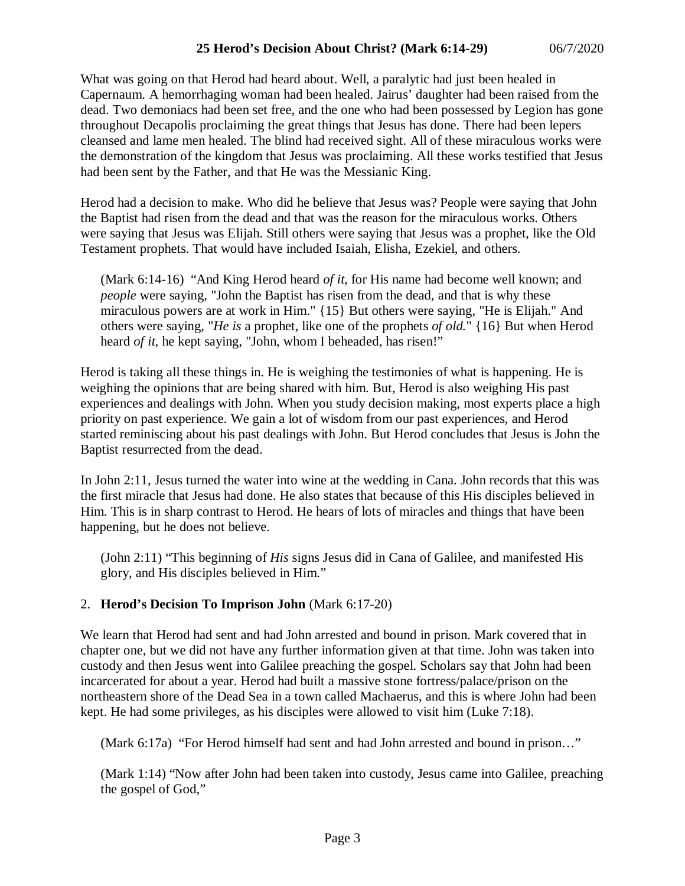What was going on that Herod had heard about. Well, a paralytic had just been healed in Capernaum. A hemorrhaging woman had been healed. Jairus' daughter had been raised from the dead. Two demoniacs had been set free, and the one who had been possessed by Legion has gone throughout Decapolis proclaiming the great things that Jesus has done. There had been lepers cleansed and lame men healed. The blind had received sight. All of these miraculous works were the demonstration of the kingdom that Jesus was proclaiming. All these works testified that Jesus had been sent by the Father, and that He was the Messianic King.

Herod had a decision to make. Who did he believe that Jesus was? People were saying that John the Baptist had risen from the dead and that was the reason for the miraculous works. Others were saying that Jesus was Elijah. Still others were saying that Jesus was a prophet, like the Old Testament prophets. That would have included Isaiah, Elisha, Ezekiel, and others.

> (Mark 6:14-16) "And King Herod heard *of it*, for His name had become well known; and *people* were saying, "John the Baptist has risen from the dead, and that is why these miraculous powers are at work in Him." {15} But others were saying, "He is Elijah." And others were saying, "*He is* a prophet, like one of the prophets *of old*." {16} But when Herod heard *of it*, he kept saying, "John, whom I beheaded, has risen!"

Herod is taking all these things in. He is weighing the testimonies of what is happening. He is weighing the opinions that are being shared with him. But, Herod is also weighing His past experiences and dealings with John. When you study decision making, most experts place a high priority on past experience. We gain a lot of wisdom from our past experiences, and Herod started reminiscing about his past dealings with John. But Herod concludes that Jesus is John the Baptist resurrected from the dead.

In John 2:11, Jesus turned the water into wine at the wedding in Cana. John records that this was the first miracle that Jesus had done. He also states that because of this His disciples believed in Him. This is in sharp contrast to Herod. He hears of lots of miracles and things that have been happening, but he does not believe.

> (John 2:11) "This beginning of *His* signs Jesus did in Cana of Galilee, and manifested His glory, and His disciples believed in Him."

2. **Herod's Decision To Imprison John** (Mark 6:17-20)

We learn that Herod had sent and had John arrested and bound in prison. Mark covered that in chapter one, but we did not have any further information given at that time. John was taken into custody and then Jesus went into Galilee preaching the gospel. Scholars say that John had been incarcerated for about a year. Herod had built a massive stone fortress/palace/prison on the northeastern shore of the Dead Sea in a town called Machaerus, and this is where John had been kept. He had some privileges, as his disciples were allowed to visit him (Luke 7:18).

> (Mark 6:17a) "For Herod himself had sent and had John arrested and bound in prison…"

> (Mark 1:14) "Now after John had been taken into custody, Jesus came into Galilee, preaching the gospel of God,"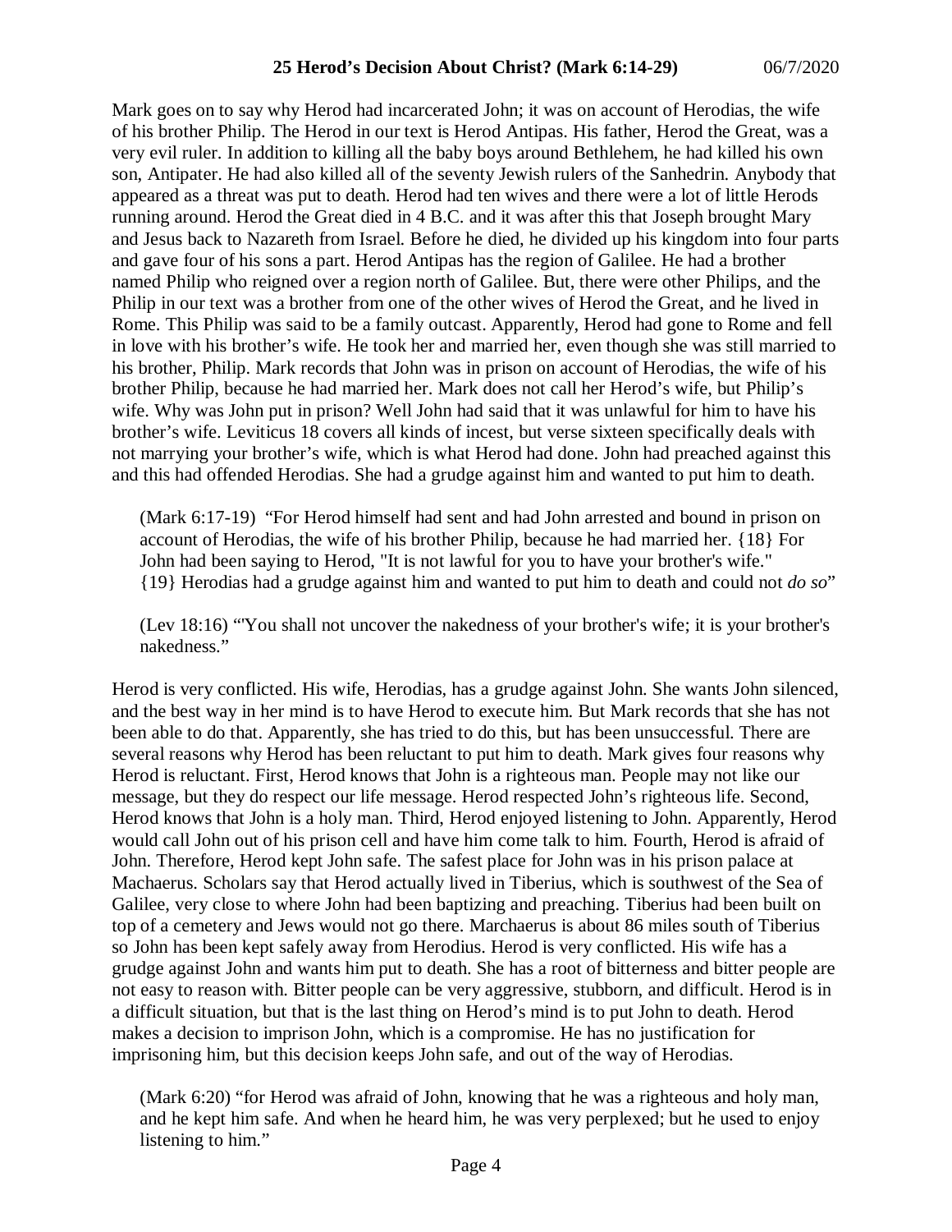Mark goes on to say why Herod had incarcerated John; it was on account of Herodias, the wife of his brother Philip. The Herod in our text is Herod Antipas. His father, Herod the Great, was a very evil ruler. In addition to killing all the baby boys around Bethlehem, he had killed his own son, Antipater. He had also killed all of the seventy Jewish rulers of the Sanhedrin. Anybody that appeared as a threat was put to death. Herod had ten wives and there were a lot of little Herods running around. Herod the Great died in 4 B.C. and it was after this that Joseph brought Mary and Jesus back to Nazareth from Israel. Before he died, he divided up his kingdom into four parts and gave four of his sons a part. Herod Antipas has the region of Galilee. He had a brother named Philip who reigned over a region north of Galilee. But, there were other Philips, and the Philip in our text was a brother from one of the other wives of Herod the Great, and he lived in Rome. This Philip was said to be a family outcast. Apparently, Herod had gone to Rome and fell in love with his brother's wife. He took her and married her, even though she was still married to his brother, Philip. Mark records that John was in prison on account of Herodias, the wife of his brother Philip, because he had married her. Mark does not call her Herod's wife, but Philip's wife. Why was John put in prison? Well John had said that it was unlawful for him to have his brother's wife. Leviticus 18 covers all kinds of incest, but verse sixteen specifically deals with not marrying your brother's wife, which is what Herod had done. John had preached against this and this had offended Herodias. She had a grudge against him and wanted to put him to death.

> (Mark 6:17-19) "For Herod himself had sent and had John arrested and bound in prison on account of Herodias, the wife of his brother Philip, because he had married her. {18} For John had been saying to Herod, "It is not lawful for you to have your brother's wife." {19} Herodias had a grudge against him and wanted to put him to death and could not *do so*"

> (Lev 18:16) "'You shall not uncover the nakedness of your brother's wife; it is your brother's nakedness."

Herod is very conflicted. His wife, Herodias, has a grudge against John. She wants John silenced, and the best way in her mind is to have Herod to execute him. But Mark records that she has not been able to do that. Apparently, she has tried to do this, but has been unsuccessful. There are several reasons why Herod has been reluctant to put him to death. Mark gives four reasons why Herod is reluctant. First, Herod knows that John is a righteous man. People may not like our message, but they do respect our life message. Herod respected John's righteous life. Second, Herod knows that John is a holy man. Third, Herod enjoyed listening to John. Apparently, Herod would call John out of his prison cell and have him come talk to him. Fourth, Herod is afraid of John. Therefore, Herod kept John safe. The safest place for John was in his prison palace at Machaerus. Scholars say that Herod actually lived in Tiberius, which is southwest of the Sea of Galilee, very close to where John had been baptizing and preaching. Tiberius had been built on top of a cemetery and Jews would not go there. Marchaerus is about 86 miles south of Tiberius so John has been kept safely away from Herodius. Herod is very conflicted. His wife has a grudge against John and wants him put to death. She has a root of bitterness and bitter people are not easy to reason with. Bitter people can be very aggressive, stubborn, and difficult. Herod is in a difficult situation, but that is the last thing on Herod's mind is to put John to death. Herod makes a decision to imprison John, which is a compromise. He has no justification for imprisoning him, but this decision keeps John safe, and out of the way of Herodias.

> (Mark 6:20) "for Herod was afraid of John, knowing that he was a righteous and holy man, and he kept him safe. And when he heard him, he was very perplexed; but he used to enjoy listening to him."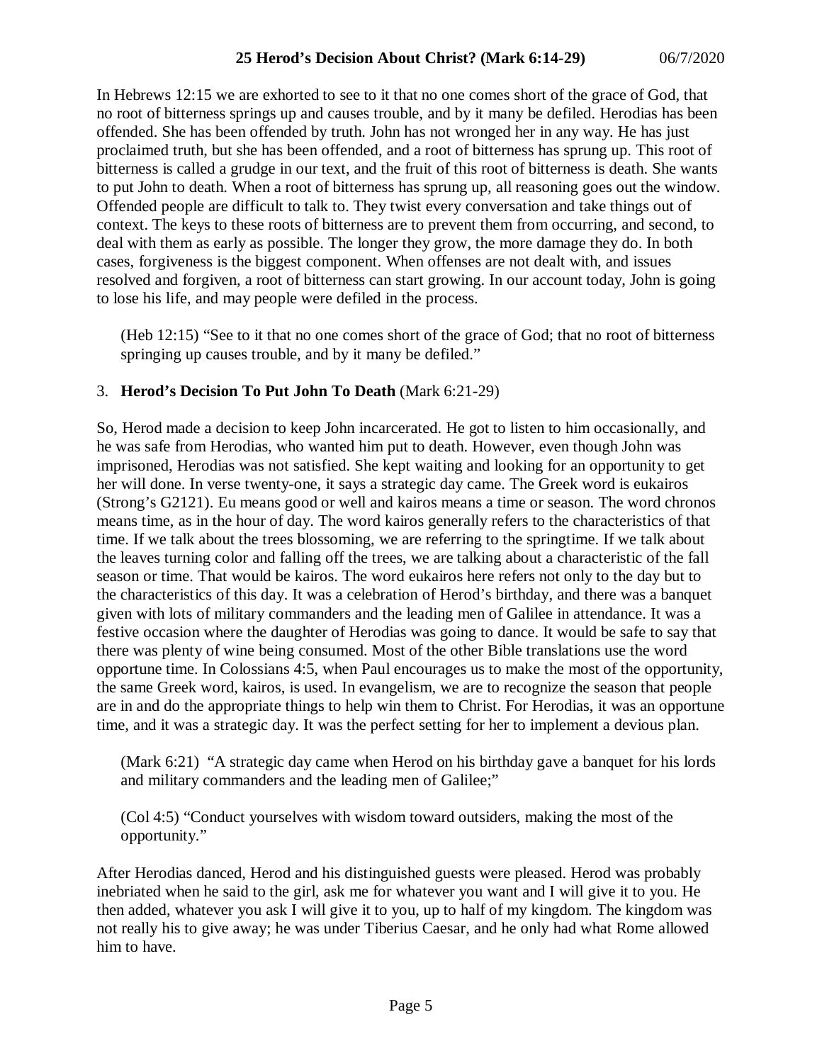In Hebrews 12:15 we are exhorted to see to it that no one comes short of the grace of God, that no root of bitterness springs up and causes trouble, and by it many be defiled. Herodias has been offended. She has been offended by truth. John has not wronged her in any way. He has just proclaimed truth, but she has been offended, and a root of bitterness has sprung up. This root of bitterness is called a grudge in our text, and the fruit of this root of bitterness is death. She wants to put John to death. When a root of bitterness has sprung up, all reasoning goes out the window. Offended people are difficult to talk to. They twist every conversation and take things out of context. The keys to these roots of bitterness are to prevent them from occurring, and second, to deal with them as early as possible. The longer they grow, the more damage they do. In both cases, forgiveness is the biggest component. When offenses are not dealt with, and issues resolved and forgiven, a root of bitterness can start growing. In our account today, John is going to lose his life, and may people were defiled in the process.

> (Heb 12:15) "See to it that no one comes short of the grace of God; that no root of bitterness springing up causes trouble, and by it many be defiled."

3. **Herod's Decision To Put John To Death** (Mark 6:21-29)

So, Herod made a decision to keep John incarcerated. He got to listen to him occasionally, and he was safe from Herodias, who wanted him put to death. However, even though John was imprisoned, Herodias was not satisfied. She kept waiting and looking for an opportunity to get her will done. In verse twenty-one, it says a strategic day came. The Greek word is eukairos (Strong's G2121). Eu means good or well and kairos means a time or season. The word chronos means time, as in the hour of day. The word kairos generally refers to the characteristics of that time. If we talk about the trees blossoming, we are referring to the springtime. If we talk about the leaves turning color and falling off the trees, we are talking about a characteristic of the fall season or time. That would be kairos. The word eukairos here refers not only to the day but to the characteristics of this day. It was a celebration of Herod's birthday, and there was a banquet given with lots of military commanders and the leading men of Galilee in attendance. It was a festive occasion where the daughter of Herodias was going to dance. It would be safe to say that there was plenty of wine being consumed. Most of the other Bible translations use the word opportune time. In Colossians 4:5, when Paul encourages us to make the most of the opportunity, the same Greek word, kairos, is used. In evangelism, we are to recognize the season that people are in and do the appropriate things to help win them to Christ. For Herodias, it was an opportune time, and it was a strategic day. It was the perfect setting for her to implement a devious plan.

> (Mark 6:21) "A strategic day came when Herod on his birthday gave a banquet for his lords and military commanders and the leading men of Galilee;"

> (Col 4:5) "Conduct yourselves with wisdom toward outsiders, making the most of the opportunity."

After Herodias danced, Herod and his distinguished guests were pleased. Herod was probably inebriated when he said to the girl, ask me for whatever you want and I will give it to you. He then added, whatever you ask I will give it to you, up to half of my kingdom. The kingdom was not really his to give away; he was under Tiberius Caesar, and he only had what Rome allowed him to have.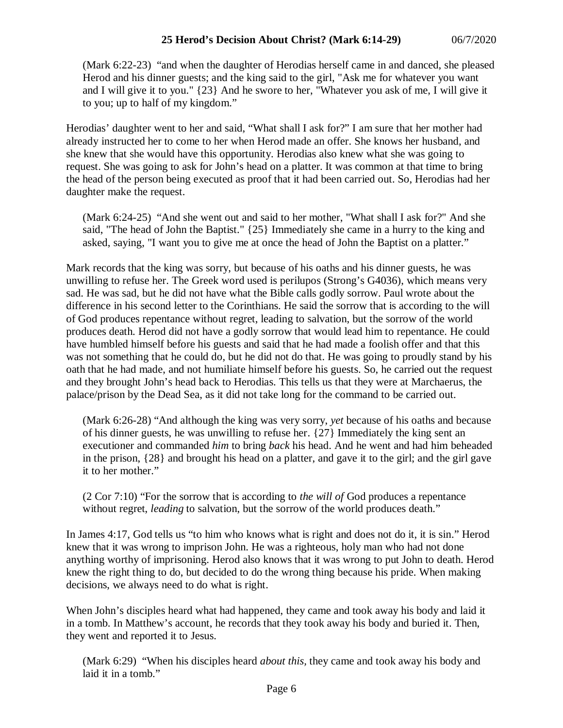(Mark 6:22-23) "and when the daughter of Herodias herself came in and danced, she pleased Herod and his dinner guests; and the king said to the girl, "Ask me for whatever you want and I will give it to you." {23} And he swore to her, "Whatever you ask of me, I will give it to you; up to half of my kingdom."

Herodias' daughter went to her and said, "What shall I ask for?" I am sure that her mother had already instructed her to come to her when Herod made an offer. She knows her husband, and she knew that she would have this opportunity. Herodias also knew what she was going to request. She was going to ask for John's head on a platter. It was common at that time to bring the head of the person being executed as proof that it had been carried out. So, Herodias had her daughter make the request.

(Mark 6:24-25) "And she went out and said to her mother, "What shall I ask for?" And she said, "The head of John the Baptist." {25} Immediately she came in a hurry to the king and asked, saying, "I want you to give me at once the head of John the Baptist on a platter."

Mark records that the king was sorry, but because of his oaths and his dinner guests, he was unwilling to refuse her. The Greek word used is perilupos (Strong's G4036), which means very sad. He was sad, but he did not have what the Bible calls godly sorrow. Paul wrote about the difference in his second letter to the Corinthians. He said the sorrow that is according to the will of God produces repentance without regret, leading to salvation, but the sorrow of the world produces death. Herod did not have a godly sorrow that would lead him to repentance. He could have humbled himself before his guests and said that he had made a foolish offer and that this was not something that he could do, but he did not do that. He was going to proudly stand by his oath that he had made, and not humiliate himself before his guests. So, he carried out the request and they brought John's head back to Herodias. This tells us that they were at Marchaerus, the palace/prison by the Dead Sea, as it did not take long for the command to be carried out.

(Mark 6:26-28) "And although the king was very sorry, *yet* because of his oaths and because of his dinner guests, he was unwilling to refuse her. {27} Immediately the king sent an executioner and commanded *him* to bring *back* his head. And he went and had him beheaded in the prison, {28} and brought his head on a platter, and gave it to the girl; and the girl gave it to her mother."

(2 Cor 7:10) "For the sorrow that is according to *the will of* God produces a repentance without regret, *leading* to salvation, but the sorrow of the world produces death."

In James 4:17, God tells us "to him who knows what is right and does not do it, it is sin." Herod knew that it was wrong to imprison John. He was a righteous, holy man who had not done anything worthy of imprisoning. Herod also knows that it was wrong to put John to death. Herod knew the right thing to do, but decided to do the wrong thing because his pride. When making decisions, we always need to do what is right.

When John's disciples heard what had happened, they came and took away his body and laid it in a tomb. In Matthew's account, he records that they took away his body and buried it. Then, they went and reported it to Jesus.

(Mark 6:29) "When his disciples heard *about this,* they came and took away his body and laid it in a tomb."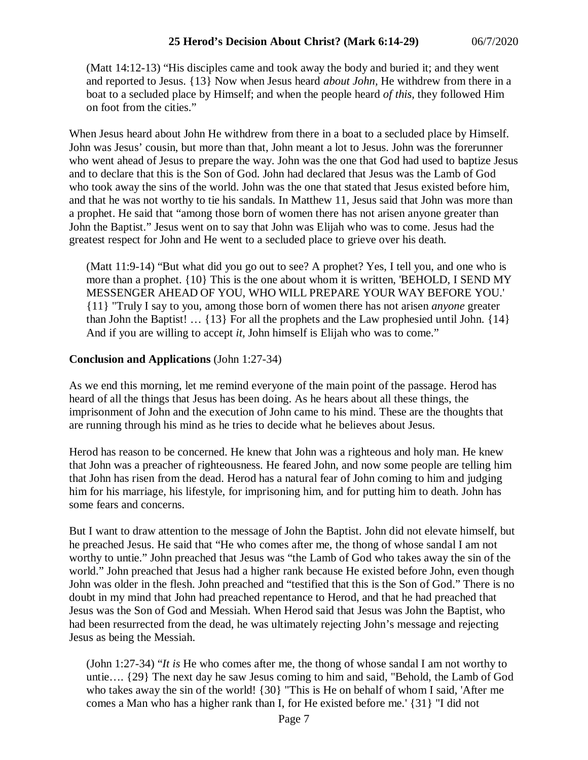(Matt 14:12-13) “His disciples came and took away the body and buried it; and they went and reported to Jesus. {13} Now when Jesus heard *about John,* He withdrew from there in a boat to a secluded place by Himself; and when the people heard *of this,* they followed Him on foot from the cities.”

When Jesus heard about John He withdrew from there in a boat to a secluded place by Himself. John was Jesus’ cousin, but more than that, John meant a lot to Jesus. John was the forerunner who went ahead of Jesus to prepare the way. John was the one that God had used to baptize Jesus and to declare that this is the Son of God. John had declared that Jesus was the Lamb of God who took away the sins of the world. John was the one that stated that Jesus existed before him, and that he was not worthy to tie his sandals. In Matthew 11, Jesus said that John was more than a prophet. He said that “among those born of women there has not arisen anyone greater than John the Baptist.” Jesus went on to say that John was Elijah who was to come. Jesus had the greatest respect for John and He went to a secluded place to grieve over his death.

(Matt 11:9-14) “But what did you go out to see? A prophet? Yes, I tell you, and one who is more than a prophet. {10} This is the one about whom it is written, 'BEHOLD, I SEND MY MESSENGER AHEAD OF YOU, WHO WILL PREPARE YOUR WAY BEFORE YOU.' {11} "Truly I say to you, among those born of women there has not arisen *anyone* greater than John the Baptist! … {13} For all the prophets and the Law prophesied until John. {14} And if you are willing to accept *it,* John himself is Elijah who was to come.”

**Conclusion and Applications** (John 1:27-34)

As we end this morning, let me remind everyone of the main point of the passage. Herod has heard of all the things that Jesus has been doing. As he hears about all these things, the imprisonment of John and the execution of John came to his mind. These are the thoughts that are running through his mind as he tries to decide what he believes about Jesus.

Herod has reason to be concerned. He knew that John was a righteous and holy man. He knew that John was a preacher of righteousness. He feared John, and now some people are telling him that John has risen from the dead. Herod has a natural fear of John coming to him and judging him for his marriage, his lifestyle, for imprisoning him, and for putting him to death. John has some fears and concerns.

But I want to draw attention to the message of John the Baptist. John did not elevate himself, but he preached Jesus. He said that “He who comes after me, the thong of whose sandal I am not worthy to untie.” John preached that Jesus was “the Lamb of God who takes away the sin of the world.” John preached that Jesus had a higher rank because He existed before John, even though John was older in the flesh. John preached and “testified that this is the Son of God.” There is no doubt in my mind that John had preached repentance to Herod, and that he had preached that Jesus was the Son of God and Messiah. When Herod said that Jesus was John the Baptist, who had been resurrected from the dead, he was ultimately rejecting John’s message and rejecting Jesus as being the Messiah.

(John 1:27-34) “*It is* He who comes after me, the thong of whose sandal I am not worthy to untie…. {29} The next day he saw Jesus coming to him and said, "Behold, the Lamb of God who takes away the sin of the world! {30} "This is He on behalf of whom I said, 'After me comes a Man who has a higher rank than I, for He existed before me.' {31} "I did not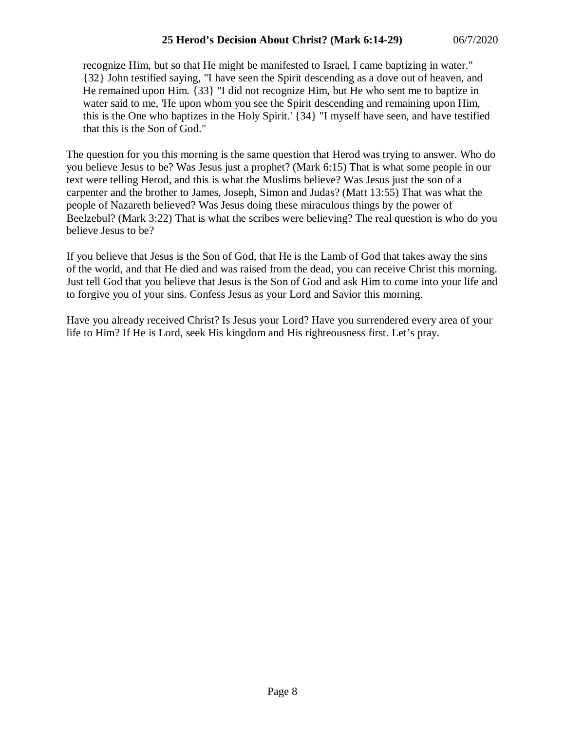recognize Him, but so that He might be manifested to Israel, I came baptizing in water." {32} John testified saying, "I have seen the Spirit descending as a dove out of heaven, and He remained upon Him. {33} "I did not recognize Him, but He who sent me to baptize in water said to me, 'He upon whom you see the Spirit descending and remaining upon Him, this is the One who baptizes in the Holy Spirit.' {34} "I myself have seen, and have testified that this is the Son of God."

The question for you this morning is the same question that Herod was trying to answer. Who do you believe Jesus to be? Was Jesus just a prophet? (Mark 6:15) That is what some people in our text were telling Herod, and this is what the Muslims believe? Was Jesus just the son of a carpenter and the brother to James, Joseph, Simon and Judas? (Matt 13:55) That was what the people of Nazareth believed? Was Jesus doing these miraculous things by the power of Beelzebul? (Mark 3:22) That is what the scribes were believing? The real question is who do you believe Jesus to be?

If you believe that Jesus is the Son of God, that He is the Lamb of God that takes away the sins of the world, and that He died and was raised from the dead, you can receive Christ this morning. Just tell God that you believe that Jesus is the Son of God and ask Him to come into your life and to forgive you of your sins. Confess Jesus as your Lord and Savior this morning.

Have you already received Christ? Is Jesus your Lord? Have you surrendered every area of your life to Him? If He is Lord, seek His kingdom and His righteousness first. Let's pray.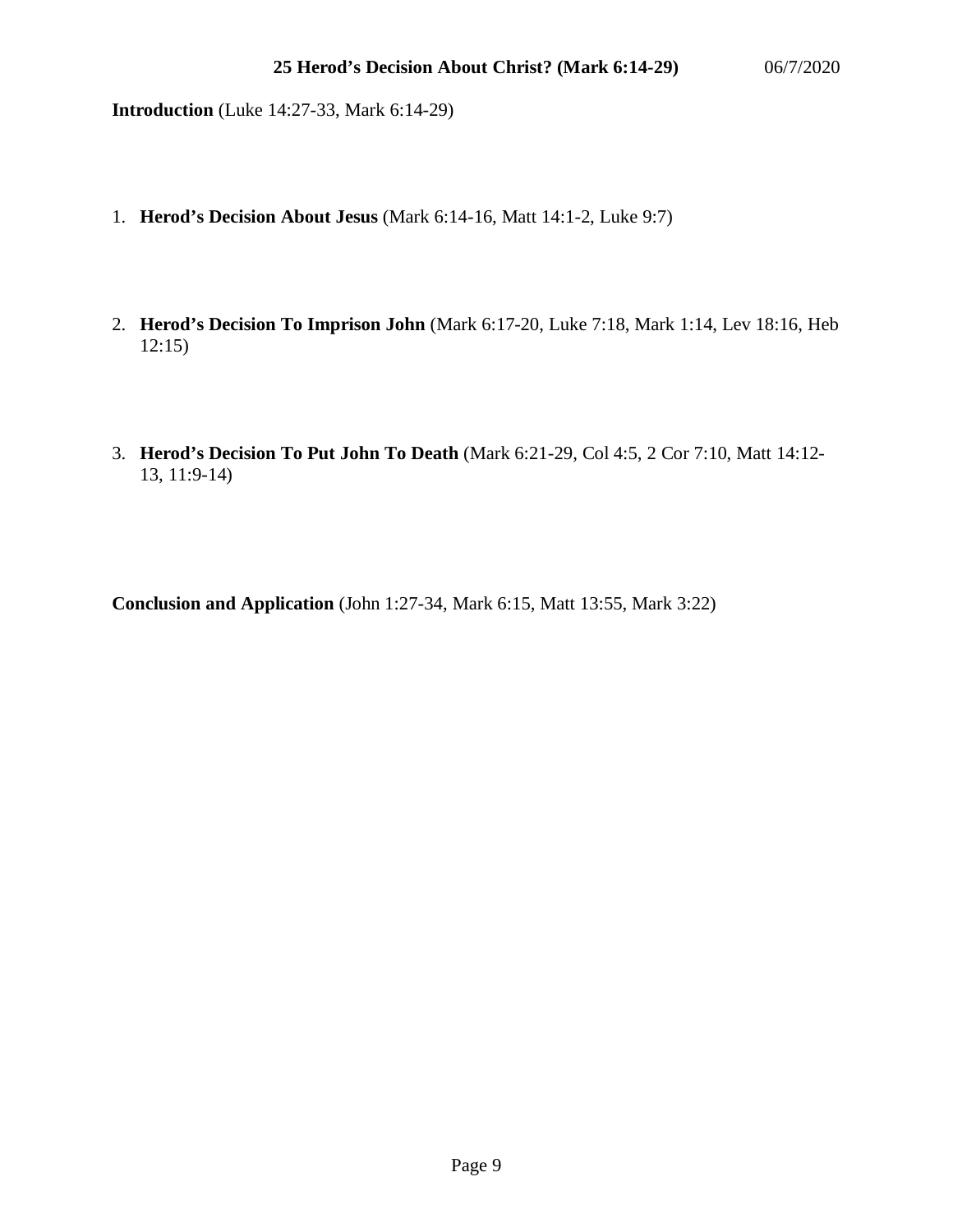## 25 Herod's Decision About Christ? (Mark 6:14-29) 06/7/2020

**Introduction** (Luke 14:27-33, Mark 6:14-29)

1. **Herod's Decision About Jesus** (Mark 6:14-16, Matt 14:1-2, Luke 9:7)

2. **Herod's Decision To Imprison John** (Mark 6:17-20, Luke 7:18, Mark 1:14, Lev 18:16, Heb 12:15)

3. **Herod's Decision To Put John To Death** (Mark 6:21-29, Col 4:5, 2 Cor 7:10, Matt 14:12-13, 11:9-14)

**Conclusion and Application** (John 1:27-34, Mark 6:15, Matt 13:55, Mark 3:22)